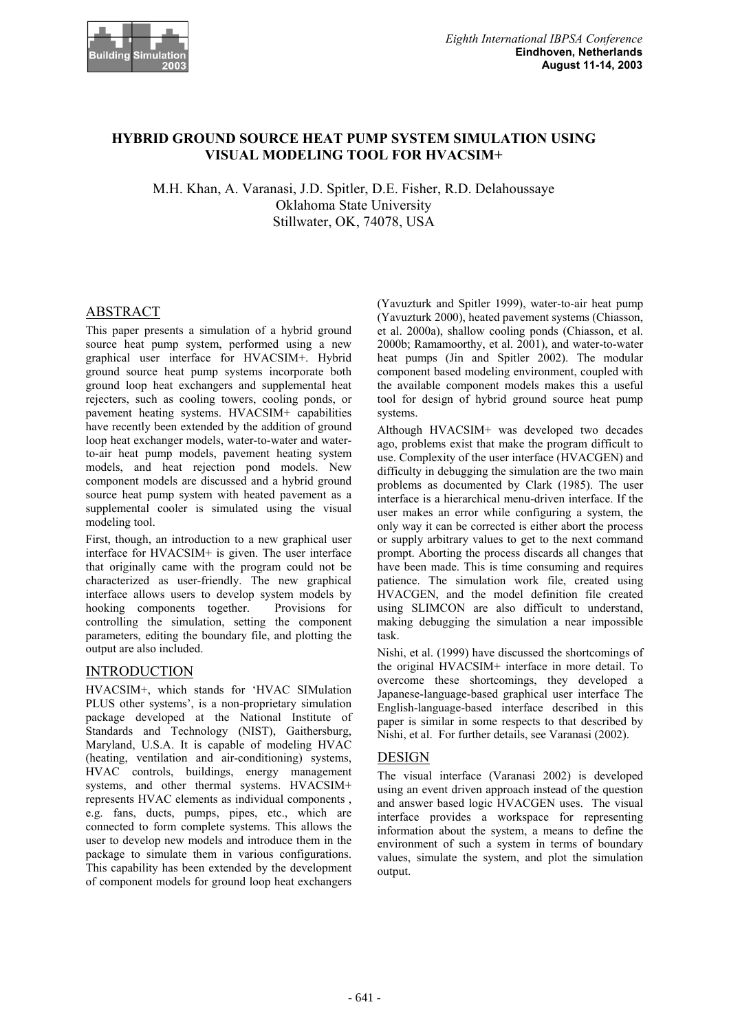# HYBRID GROUND SOURCE HEAT PUMP SYSTEM SIMULATION USING VISUAL MODELING TOOL FOR HVACSIM+

M.H. Khan, A. Varanasi, J.D. Spitler, D.E. Fisher, R.D. Delahoussaye
Oklahoma State University
Stillwater, OK, 74078, USA

## ABSTRACT

This paper presents a simulation of a hybrid ground source heat pump system, performed using a new graphical user interface for HVACSIM+. Hybrid ground source heat pump systems incorporate both ground loop heat exchangers and supplemental heat rejecters, such as cooling towers, cooling ponds, or pavement heating systems. HVACSIM+ capabilities have recently been extended by the addition of ground loop heat exchanger models, water-to-water and water-to-air heat pump models, pavement heating system models, and heat rejection pond models. New component models are discussed and a hybrid ground source heat pump system with heated pavement as a supplemental cooler is simulated using the visual modeling tool.

First, though, an introduction to a new graphical user interface for HVACSIM+ is given. The user interface that originally came with the program could not be characterized as user-friendly. The new graphical interface allows users to develop system models by hooking components together. Provisions for controlling the simulation, setting the component parameters, editing the boundary file, and plotting the output are also included.

## INTRODUCTION

HVACSIM+, which stands for 'HVAC SIMulation PLUS other systems', is a non-proprietary simulation package developed at the National Institute of Standards and Technology (NIST), Gaithersburg, Maryland, U.S.A. It is capable of modeling HVAC (heating, ventilation and air-conditioning) systems, HVAC controls, buildings, energy management systems, and other thermal systems. HVACSIM+ represents HVAC elements as individual components , e.g. fans, ducts, pumps, pipes, etc., which are connected to form complete systems. This allows the user to develop new models and introduce them in the package to simulate them in various configurations. This capability has been extended by the development of component models for ground loop heat exchangers (Yavuzturk and Spitler 1999), water-to-air heat pump (Yavuzturk 2000), heated pavement systems (Chiasson, et al. 2000a), shallow cooling ponds (Chiasson, et al. 2000b; Ramamoorthy, et al. 2001), and water-to-water heat pumps (Jin and Spitler 2002). The modular component based modeling environment, coupled with the available component models makes this a useful tool for design of hybrid ground source heat pump systems.

Although HVACSIM+ was developed two decades ago, problems exist that make the program difficult to use. Complexity of the user interface (HVACGEN) and difficulty in debugging the simulation are the two main problems as documented by Clark (1985). The user interface is a hierarchical menu-driven interface. If the user makes an error while configuring a system, the only way it can be corrected is either abort the process or supply arbitrary values to get to the next command prompt. Aborting the process discards all changes that have been made. This is time consuming and requires patience. The simulation work file, created using HVACGEN, and the model definition file created using SLIMCON are also difficult to understand, making debugging the simulation a near impossible task.

Nishi, et al. (1999) have discussed the shortcomings of the original HVACSIM+ interface in more detail. To overcome these shortcomings, they developed a Japanese-language-based graphical user interface The English-language-based interface described in this paper is similar in some respects to that described by Nishi, et al. For further details, see Varanasi (2002).

## DESIGN

The visual interface (Varanasi 2002) is developed using an event driven approach instead of the question and answer based logic HVACGEN uses. The visual interface provides a workspace for representing information about the system, a means to define the environment of such a system in terms of boundary values, simulate the system, and plot the simulation output.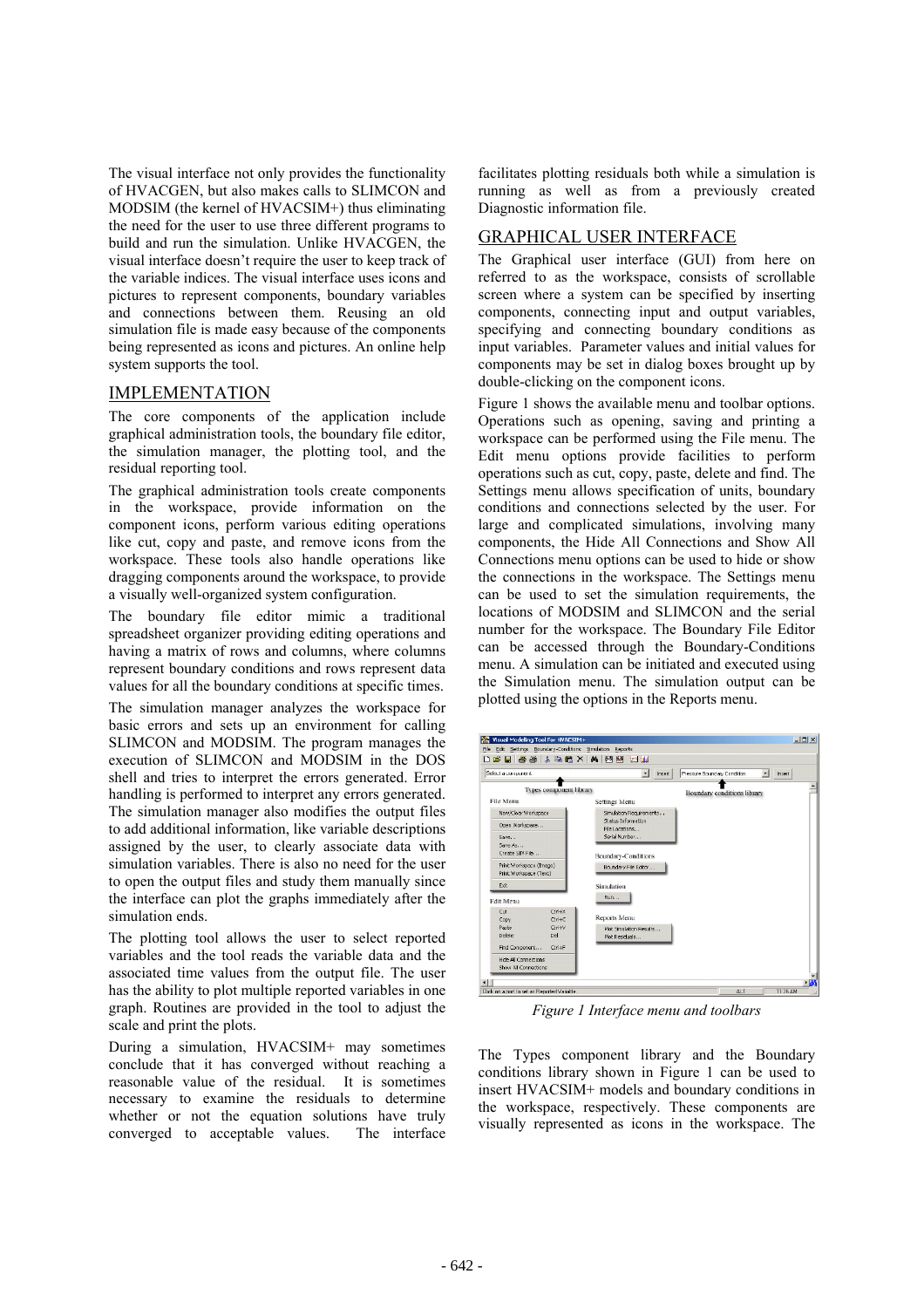The visual interface not only provides the functionality of HVACGEN, but also makes calls to SLIMCON and MODSIM (the kernel of HVACSIM+) thus eliminating the need for the user to use three different programs to build and run the simulation. Unlike HVACGEN, the visual interface doesn't require the user to keep track of the variable indices. The visual interface uses icons and pictures to represent components, boundary variables and connections between them. Reusing an old simulation file is made easy because of the components being represented as icons and pictures. An online help system supports the tool.

## IMPLEMENTATION

The core components of the application include graphical administration tools, the boundary file editor, the simulation manager, the plotting tool, and the residual reporting tool.

The graphical administration tools create components in the workspace, provide information on the component icons, perform various editing operations like cut, copy and paste, and remove icons from the workspace. These tools also handle operations like dragging components around the workspace, to provide a visually well-organized system configuration.

The boundary file editor mimic a traditional spreadsheet organizer providing editing operations and having a matrix of rows and columns, where columns represent boundary conditions and rows represent data values for all the boundary conditions at specific times.

The simulation manager analyzes the workspace for basic errors and sets up an environment for calling SLIMCON and MODSIM. The program manages the execution of SLIMCON and MODSIM in the DOS shell and tries to interpret the errors generated. Error handling is performed to interpret any errors generated. The simulation manager also modifies the output files to add additional information, like variable descriptions assigned by the user, to clearly associate data with simulation variables. There is also no need for the user to open the output files and study them manually since the interface can plot the graphs immediately after the simulation ends.

The plotting tool allows the user to select reported variables and the tool reads the variable data and the associated time values from the output file. The user has the ability to plot multiple reported variables in one graph. Routines are provided in the tool to adjust the scale and print the plots.

During a simulation, HVACSIM+ may sometimes conclude that it has converged without reaching a reasonable value of the residual. It is sometimes necessary to examine the residuals to determine whether or not the equation solutions have truly converged to acceptable values. The interface facilitates plotting residuals both while a simulation is running as well as from a previously created Diagnostic information file.

## GRAPHICAL USER INTERFACE

The Graphical user interface (GUI) from here on referred to as the workspace, consists of scrollable screen where a system can be specified by inserting components, connecting input and output variables, specifying and connecting boundary conditions as input variables. Parameter values and initial values for components may be set in dialog boxes brought up by double-clicking on the component icons.

Figure 1 shows the available menu and toolbar options. Operations such as opening, saving and printing a workspace can be performed using the File menu. The Edit menu options provide facilities to perform operations such as cut, copy, paste, delete and find. The Settings menu allows specification of units, boundary conditions and connections selected by the user. For large and complicated simulations, involving many components, the Hide All Connections and Show All Connections menu options can be used to hide or show the connections in the workspace. The Settings menu can be used to set the simulation requirements, the locations of MODSIM and SLIMCON and the serial number for the workspace. The Boundary File Editor can be accessed through the Boundary-Conditions menu. A simulation can be initiated and executed using the Simulation menu. The simulation output can be plotted using the options in the Reports menu.

*Figure 1 Interface menu and toolbars*

The Types component library and the Boundary conditions library shown in Figure 1 can be used to insert HVACSIM+ models and boundary conditions in the workspace, respectively. These components are visually represented as icons in the workspace. The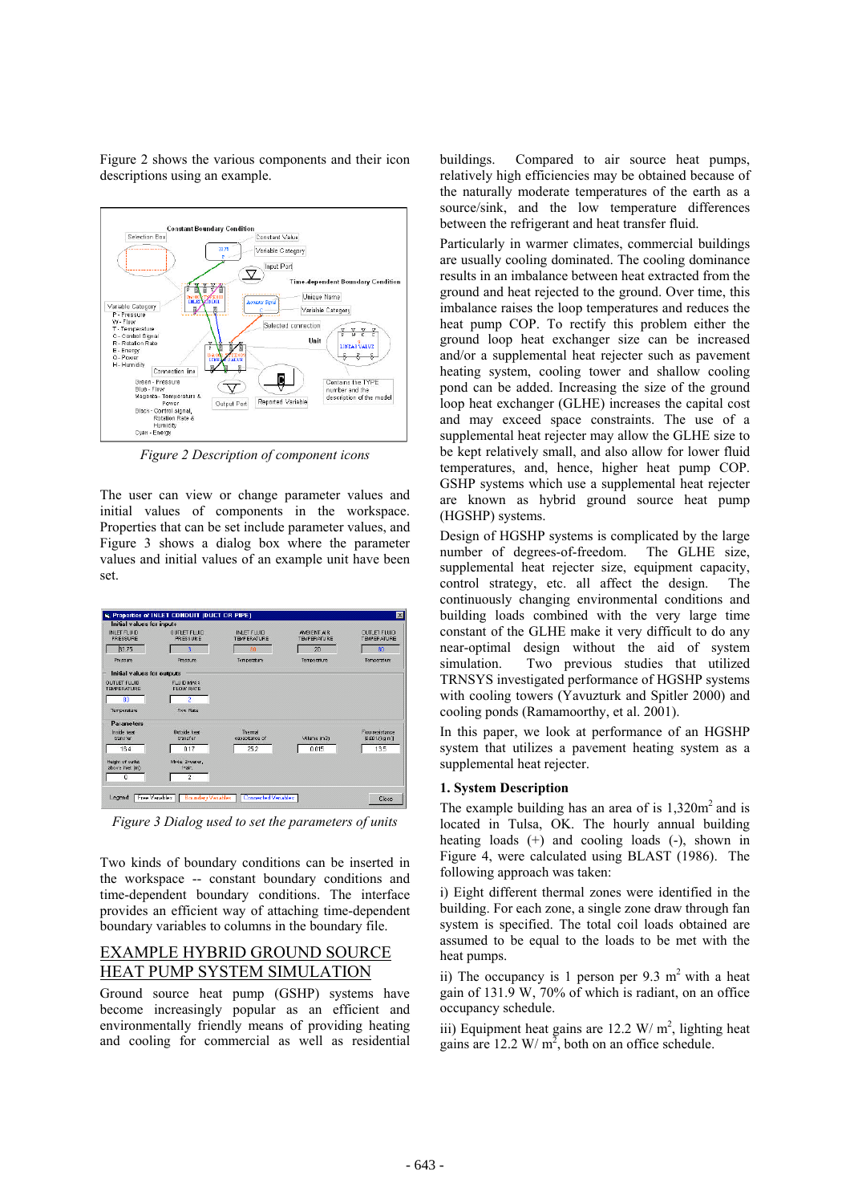Figure 2 shows the various components and their icon descriptions using an example.

Figure 2 Description of component icons

The user can view or change parameter values and initial values of components in the workspace. Properties that can be set include parameter values, and Figure 3 shows a dialog box where the parameter values and initial values of an example unit have been set.

Figure 3 Dialog used to set the parameters of units

Two kinds of boundary conditions can be inserted in the workspace -- constant boundary conditions and time-dependent boundary conditions. The interface provides an efficient way of attaching time-dependent boundary variables to columns in the boundary file.

## EXAMPLE HYBRID GROUND SOURCE HEAT PUMP SYSTEM SIMULATION

Ground source heat pump (GSHP) systems have become increasingly popular as an efficient and environmentally friendly means of providing heating and cooling for commercial as well as residential buildings. Compared to air source heat pumps, relatively high efficiencies may be obtained because of the naturally moderate temperatures of the earth as a source/sink, and the low temperature differences between the refrigerant and heat transfer fluid.

Particularly in warmer climates, commercial buildings are usually cooling dominated. The cooling dominance results in an imbalance between heat extracted from the ground and heat rejected to the ground. Over time, this imbalance raises the loop temperatures and reduces the heat pump COP. To rectify this problem either the ground loop heat exchanger size can be increased and/or a supplemental heat rejecter such as pavement heating system, cooling tower and shallow cooling pond can be added. Increasing the size of the ground loop heat exchanger (GLHE) increases the capital cost and may exceed space constraints. The use of a supplemental heat rejecter may allow the GLHE size to be kept relatively small, and also allow for lower fluid temperatures, and, hence, higher heat pump COP. GSHP systems which use a supplemental heat rejecter are known as hybrid ground source heat pump (HGSHP) systems.

Design of HGSHP systems is complicated by the large number of degrees-of-freedom. The GLHE size, supplemental heat rejecter size, equipment capacity, control strategy, etc. all affect the design. The continuously changing environmental conditions and building loads combined with the very large time constant of the GLHE make it very difficult to do any near-optimal design without the aid of system simulation. Two previous studies that utilized TRNSYS investigated performance of HGSHP systems with cooling towers (Yavuzturk and Spitler 2000) and cooling ponds (Ramamoorthy, et al. 2001).

In this paper, we look at performance of an HGSHP system that utilizes a pavement heating system as a supplemental heat rejecter.

### 1. System Description

The example building has an area of is 1,320m$^2$ and is located in Tulsa, OK. The hourly annual building heating loads (+) and cooling loads (-), shown in Figure 4, were calculated using BLAST (1986). The following approach was taken:

i) Eight different thermal zones were identified in the building. For each zone, a single zone draw through fan system is specified. The total coil loads obtained are assumed to be equal to the loads to be met with the heat pumps.

ii) The occupancy is 1 person per 9.3 m$^2$ with a heat gain of 131.9 W, 70% of which is radiant, on an office occupancy schedule.

iii) Equipment heat gains are 12.2 W/ m$^2$, lighting heat gains are 12.2 W/ m$^2$, both on an office schedule.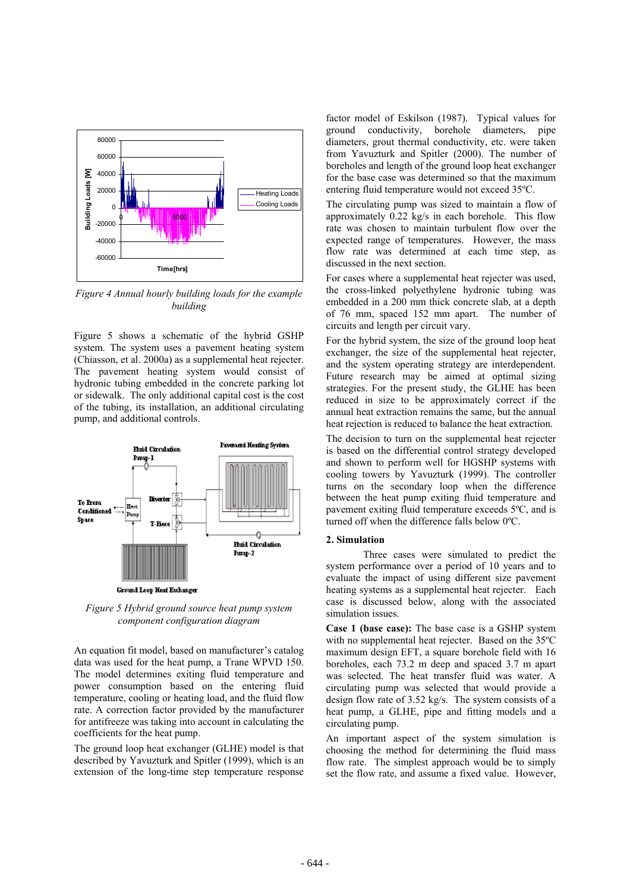Figure 4 Annual hourly building loads for the example building

Figure 5 shows a schematic of the hybrid GSHP system. The system uses a pavement heating system (Chiasson, et al. 2000a) as a supplemental heat rejecter. The pavement heating system would consist of hydronic tubing embedded in the concrete parking lot or sidewalk. The only additional capital cost is the cost of the tubing, its installation, an additional circulating pump, and additional controls.

Figure 5 Hybrid ground source heat pump system component configuration diagram

An equation fit model, based on manufacturer's catalog data was used for the heat pump, a Trane WPVD 150. The model determines exiting fluid temperature and power consumption based on the entering fluid temperature, cooling or heating load, and the fluid flow rate. A correction factor provided by the manufacturer for antifreeze was taking into account in calculating the coefficients for the heat pump.

The ground loop heat exchanger (GLHE) model is that described by Yavuzturk and Spitler (1999), which is an extension of the long-time step temperature response factor model of Eskilson (1987). Typical values for ground conductivity, borehole diameters, pipe diameters, grout thermal conductivity, etc. were taken from Yavuzturk and Spitler (2000). The number of boreholes and length of the ground loop heat exchanger for the base case was determined so that the maximum entering fluid temperature would not exceed 35ºC.

The circulating pump was sized to maintain a flow of approximately 0.22 kg/s in each borehole. This flow rate was chosen to maintain turbulent flow over the expected range of temperatures. However, the mass flow rate was determined at each time step, as discussed in the next section.

For cases where a supplemental heat rejecter was used, the cross-linked polyethylene hydronic tubing was embedded in a 200 mm thick concrete slab, at a depth of 76 mm, spaced 152 mm apart. The number of circuits and length per circuit vary.

For the hybrid system, the size of the ground loop heat exchanger, the size of the supplemental heat rejecter, and the system operating strategy are interdependent. Future research may be aimed at optimal sizing strategies. For the present study, the GLHE has been reduced in size to be approximately correct if the annual heat extraction remains the same, but the annual heat rejection is reduced to balance the heat extraction.

The decision to turn on the supplemental heat rejecter is based on the differential control strategy developed and shown to perform well for HGSHP systems with cooling towers by Yavuzturk (1999). The controller turns on the secondary loop when the difference between the heat pump exiting fluid temperature and pavement exiting fluid temperature exceeds 5ºC, and is turned off when the difference falls below 0ºC.

## 2. Simulation

Three cases were simulated to predict the system performance over a period of 10 years and to evaluate the impact of using different size pavement heating systems as a supplemental heat rejecter. Each case is discussed below, along with the associated simulation issues.

**Case 1 (base case):** The base case is a GSHP system with no supplemental heat rejecter. Based on the 35ºC maximum design EFT, a square borehole field with 16 boreholes, each 73.2 m deep and spaced 3.7 m apart was selected. The heat transfer fluid was water. A circulating pump was selected that would provide a design flow rate of 3.52 kg/s. The system consists of a heat pump, a GLHE, pipe and fitting models and a circulating pump.

An important aspect of the system simulation is choosing the method for determining the fluid mass flow rate. The simplest approach would be to simply set the flow rate, and assume a fixed value. However,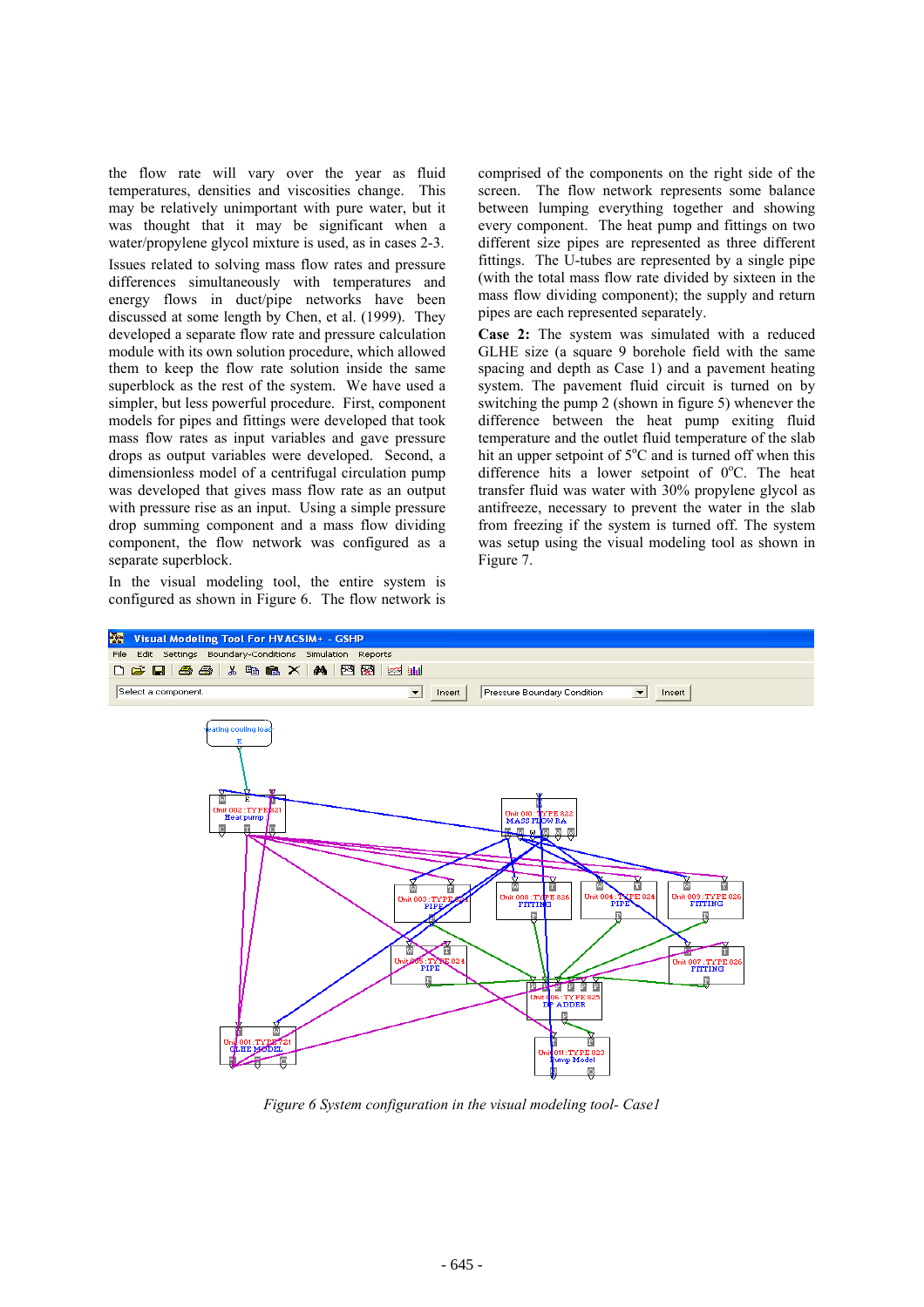the flow rate will vary over the year as fluid temperatures, densities and viscosities change. This may be relatively unimportant with pure water, but it was thought that it may be significant when a water/propylene glycol mixture is used, as in cases 2-3.

Issues related to solving mass flow rates and pressure differences simultaneously with temperatures and energy flows in duct/pipe networks have been discussed at some length by Chen, et al. (1999). They developed a separate flow rate and pressure calculation module with its own solution procedure, which allowed them to keep the flow rate solution inside the same superblock as the rest of the system. We have used a simpler, but less powerful procedure. First, component models for pipes and fittings were developed that took mass flow rates as input variables and gave pressure drops as output variables were developed. Second, a dimensionless model of a centrifugal circulation pump was developed that gives mass flow rate as an output with pressure rise as an input. Using a simple pressure drop summing component and a mass flow dividing component, the flow network was configured as a separate superblock.

In the visual modeling tool, the entire system is configured as shown in Figure 6. The flow network is comprised of the components on the right side of the screen. The flow network represents some balance between lumping everything together and showing every component. The heat pump and fittings on two different size pipes are represented as three different fittings. The U-tubes are represented by a single pipe (with the total mass flow rate divided by sixteen in the mass flow dividing component); the supply and return pipes are each represented separately.

**Case 2:** The system was simulated with a reduced GLHE size (a square 9 borehole field with the same spacing and depth as Case 1) and a pavement heating system. The pavement fluid circuit is turned on by switching the pump 2 (shown in figure 5) whenever the difference between the heat pump exiting fluid temperature and the outlet fluid temperature of the slab hit an upper setpoint of 5°C and is turned off when this difference hits a lower setpoint of 0°C. The heat transfer fluid was water with 30% propylene glycol as antifreeze, necessary to prevent the water in the slab from freezing if the system is turned off. The system was setup using the visual modeling tool as shown in Figure 7.

*Figure 6 System configuration in the visual modeling tool- Case1*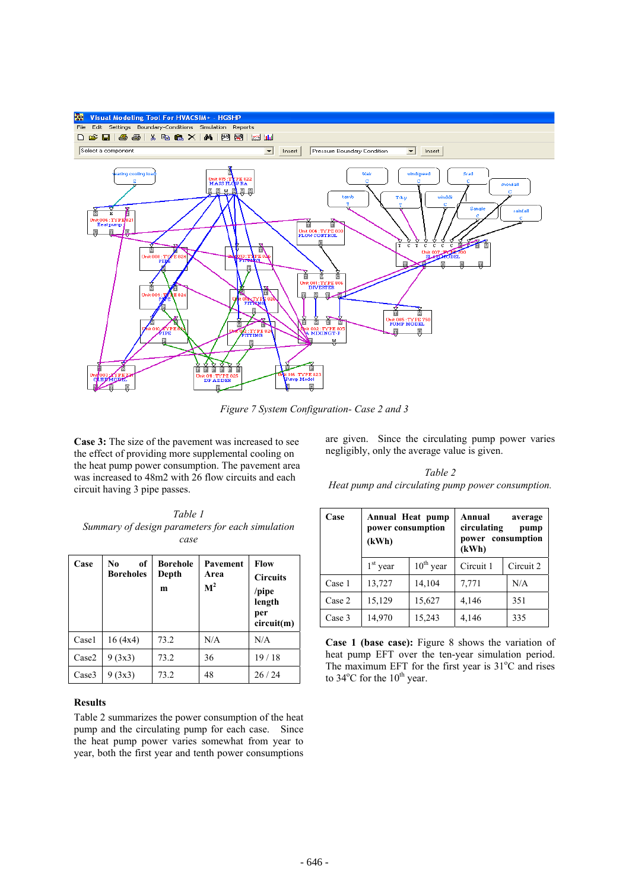*Figure 7 System Configuration- Case 2 and 3*

**Case 3:** The size of the pavement was increased to see the effect of providing more supplemental cooling on the heat pump power consumption. The pavement area was increased to 48m2 with 26 flow circuits and each circuit having 3 pipe passes.

*Table 1*
*Summary of design parameters for each simulation case*

| Case | No of Boreholes | Borehole Depth m | Pavement Area $M^2$ | Flow Circuits /pipe length per circuit(m) |
|---|---|---|---|---|
| Case1 | 16 (4x4) | 73.2 | N/A | N/A |
| Case2 | 9 (3x3) | 73.2 | 36 | 19 / 18 |
| Case3 | 9 (3x3) | 73.2 | 48 | 26 / 24 |

**Results**

Table 2 summarizes the power consumption of the heat pump and the circulating pump for each case. Since the heat pump power varies somewhat from year to year, both the first year and tenth power consumptions are given. Since the circulating pump power varies negligibly, only the average value is given.

*Table 2*
*Heat pump and circulating pump power consumption.*

| Case | Annual Heat pump power consumption (kWh) | | Annual average circulating pump power consumption (kWh) | |
|---|---|---|---|---|
| | $1^{st}$ year | $10^{th}$ year | Circuit 1 | Circuit 2 |
| Case 1 | 13,727 | 14,104 | 7,771 | N/A |
| Case 2 | 15,129 | 15,627 | 4,146 | 351 |
| Case 3 | 14,970 | 15,243 | 4,146 | 335 |

**Case 1 (base case):** Figure 8 shows the variation of heat pump EFT over the ten-year simulation period. The maximum EFT for the first year is 31°C and rises to 34°C for the $10^{th}$ year.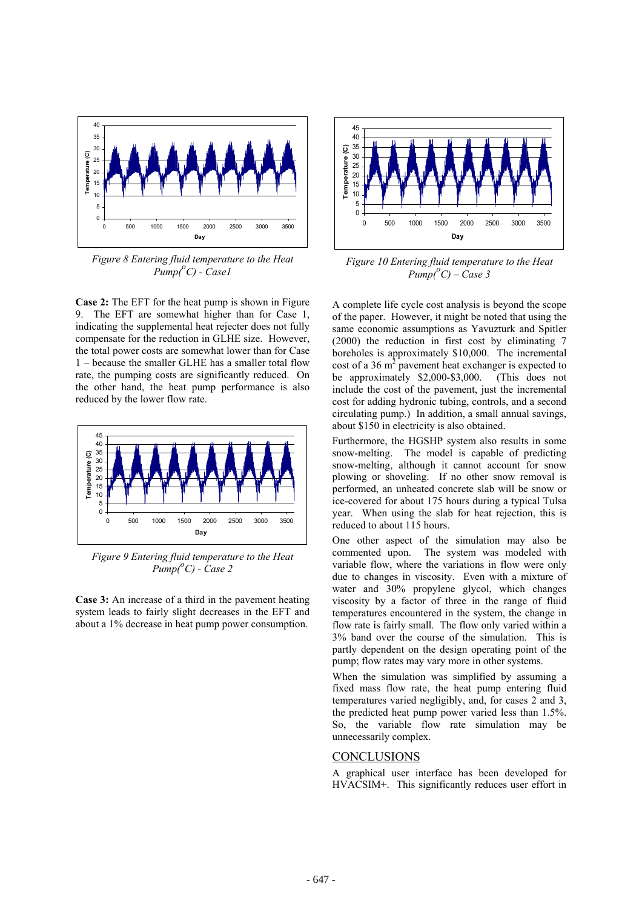*Figure 8 Entering fluid temperature to the Heat Pump($^{o}$C) - Case1*

**Case 2:** The EFT for the heat pump is shown in Figure 9. The EFT are somewhat higher than for Case 1, indicating the supplemental heat rejecter does not fully compensate for the reduction in GLHE size. However, the total power costs are somewhat lower than for Case 1 – because the smaller GLHE has a smaller total flow rate, the pumping costs are significantly reduced. On the other hand, the heat pump performance is also reduced by the lower flow rate.

*Figure 9 Entering fluid temperature to the Heat Pump($^{o}$C) - Case 2*

**Case 3:** An increase of a third in the pavement heating system leads to fairly slight decreases in the EFT and about a 1% decrease in heat pump power consumption.

*Figure 10 Entering fluid temperature to the Heat Pump($^{o}$C) – Case 3*

A complete life cycle cost analysis is beyond the scope of the paper. However, it might be noted that using the same economic assumptions as Yavuzturk and Spitler (2000) the reduction in first cost by eliminating 7 boreholes is approximately $10,000. The incremental cost of a 36 $m^2$ pavement heat exchanger is expected to be approximately $2,000-$3,000. (This does not include the cost of the pavement, just the incremental cost for adding hydronic tubing, controls, and a second circulating pump.) In addition, a small annual savings, about $150 in electricity is also obtained.

Furthermore, the HGSHP system also results in some snow-melting. The model is capable of predicting snow-melting, although it cannot account for snow plowing or shoveling. If no other snow removal is performed, an unheated concrete slab will be snow or ice-covered for about 175 hours during a typical Tulsa year. When using the slab for heat rejection, this is reduced to about 115 hours.

One other aspect of the simulation may also be commented upon. The system was modeled with variable flow, where the variations in flow were only due to changes in viscosity. Even with a mixture of water and 30% propylene glycol, which changes viscosity by a factor of three in the range of fluid temperatures encountered in the system, the change in flow rate is fairly small. The flow only varied within a 3% band over the course of the simulation. This is partly dependent on the design operating point of the pump; flow rates may vary more in other systems.

When the simulation was simplified by assuming a fixed mass flow rate, the heat pump entering fluid temperatures varied negligibly, and, for cases 2 and 3, the predicted heat pump power varied less than 1.5%. So, the variable flow rate simulation may be unnecessarily complex.

## CONCLUSIONS

A graphical user interface has been developed for HVACSIM+. This significantly reduces user effort in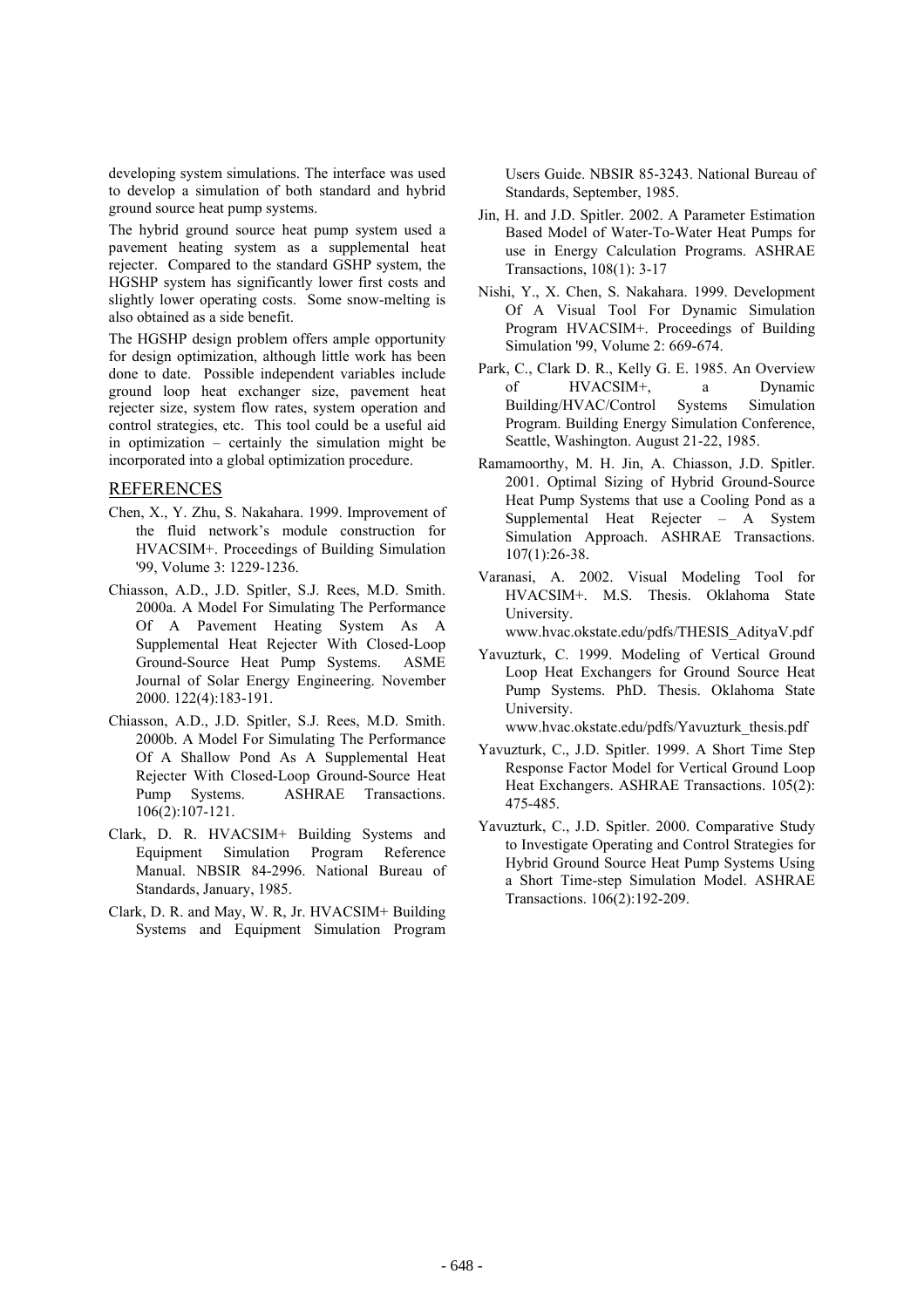developing system simulations. The interface was used to develop a simulation of both standard and hybrid ground source heat pump systems.

The hybrid ground source heat pump system used a pavement heating system as a supplemental heat rejecter. Compared to the standard GSHP system, the HGSHP system has significantly lower first costs and slightly lower operating costs. Some snow-melting is also obtained as a side benefit.

The HGSHP design problem offers ample opportunity for design optimization, although little work has been done to date. Possible independent variables include ground loop heat exchanger size, pavement heat rejecter size, system flow rates, system operation and control strategies, etc. This tool could be a useful aid in optimization – certainly the simulation might be incorporated into a global optimization procedure.

## REFERENCES

Chen, X., Y. Zhu, S. Nakahara. 1999. Improvement of the fluid network's module construction for HVACSIM+. Proceedings of Building Simulation '99, Volume 3: 1229-1236.

Chiasson, A.D., J.D. Spitler, S.J. Rees, M.D. Smith. 2000a. A Model For Simulating The Performance Of A Pavement Heating System As A Supplemental Heat Rejecter With Closed-Loop Ground-Source Heat Pump Systems. ASME Journal of Solar Energy Engineering. November 2000. 122(4):183-191.

Chiasson, A.D., J.D. Spitler, S.J. Rees, M.D. Smith. 2000b. A Model For Simulating The Performance Of A Shallow Pond As A Supplemental Heat Rejecter With Closed-Loop Ground-Source Heat Pump Systems. ASHRAE Transactions. 106(2):107-121.

Clark, D. R. HVACSIM+ Building Systems and Equipment Simulation Program Reference Manual. NBSIR 84-2996. National Bureau of Standards, January, 1985.

Clark, D. R. and May, W. R, Jr. HVACSIM+ Building Systems and Equipment Simulation Program Users Guide. NBSIR 85-3243. National Bureau of Standards, September, 1985.

Jin, H. and J.D. Spitler. 2002. A Parameter Estimation Based Model of Water-To-Water Heat Pumps for use in Energy Calculation Programs. ASHRAE Transactions, 108(1): 3-17

Nishi, Y., X. Chen, S. Nakahara. 1999. Development Of A Visual Tool For Dynamic Simulation Program HVACSIM+. Proceedings of Building Simulation '99, Volume 2: 669-674.

Park, C., Clark D. R., Kelly G. E. 1985. An Overview of HVACSIM+, a Dynamic Building/HVAC/Control Systems Simulation Program. Building Energy Simulation Conference, Seattle, Washington. August 21-22, 1985.

Ramamoorthy, M. H. Jin, A. Chiasson, J.D. Spitler. 2001. Optimal Sizing of Hybrid Ground-Source Heat Pump Systems that use a Cooling Pond as a Supplemental Heat Rejecter – A System Simulation Approach. ASHRAE Transactions. 107(1):26-38.

Varanasi, A. 2002. Visual Modeling Tool for HVACSIM+. M.S. Thesis. Oklahoma State University. www.hvac.okstate.edu/pdfs/THESIS_AdityaV.pdf

Yavuzturk, C. 1999. Modeling of Vertical Ground Loop Heat Exchangers for Ground Source Heat Pump Systems. PhD. Thesis. Oklahoma State University. www.hvac.okstate.edu/pdfs/Yavuzturk_thesis.pdf

Yavuzturk, C., J.D. Spitler. 1999. A Short Time Step Response Factor Model for Vertical Ground Loop Heat Exchangers. ASHRAE Transactions. 105(2): 475-485.

Yavuzturk, C., J.D. Spitler. 2000. Comparative Study to Investigate Operating and Control Strategies for Hybrid Ground Source Heat Pump Systems Using a Short Time-step Simulation Model. ASHRAE Transactions. 106(2):192-209.